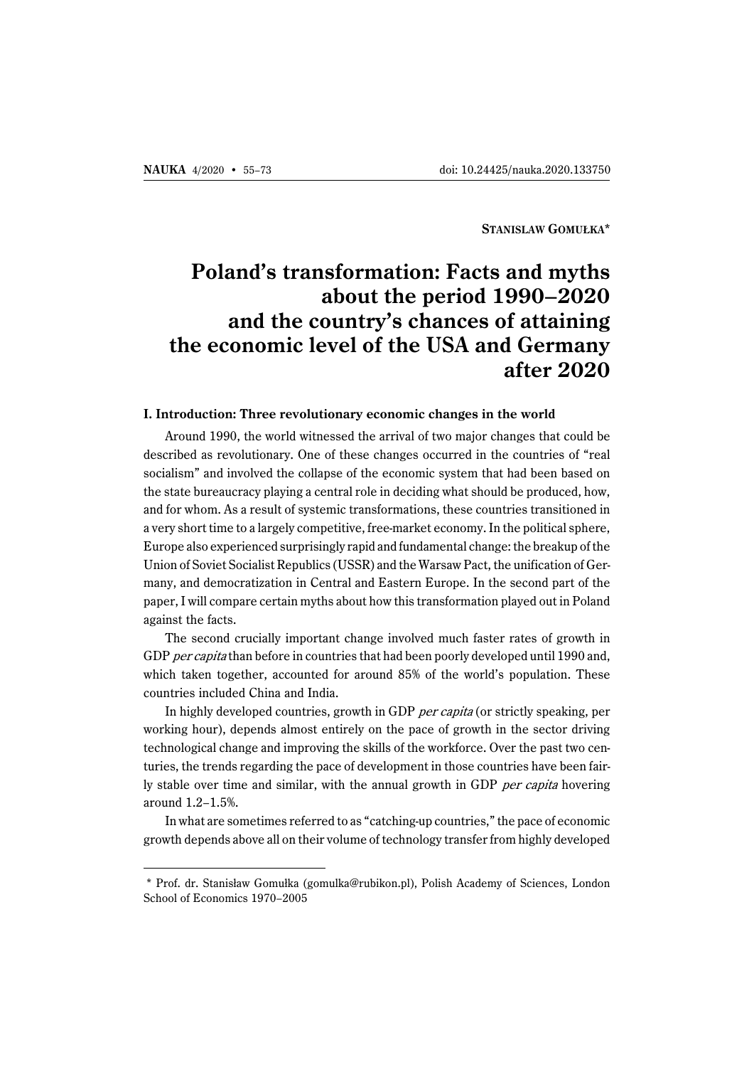**Stanislaw Gomułka***

# Poland's transformation: Facts and myths about the period 1990–2020 and the country's chances of attaining the economic level of the USA and Germany after 2020

## I. Introduction: Three revolutionary economic changes in the world

Around 1990, the world witnessed the arrival of two major changes that could be described as revolutionary. One of these changes occurred in the countries of "real socialism" and involved the collapse of the economic system that had been based on the state bureaucracy playing a central role in deciding what should be produced, how, and for whom. As a result of systemic transformations, these countries transitioned in a very short time to a largely competitive, free-market economy. In the political sphere, Europe also experienced surprisingly rapid and fundamental change: the breakup of the Union of Soviet Socialist Republics (USSR) and the Warsaw Pact, the unification of Germany, and democratization in Central and Eastern Europe. In the second part of the paper, I will compare certain myths about how this transformation played out in Poland against the facts.

The second crucially important change involved much faster rates of growth in GDP *per capita* than before in countries that had been poorly developed until 1990 and, which taken together, accounted for around 85% of the world's population. These countries included China and India.

In highly developed countries, growth in GDP *per capita* (or strictly speaking, per working hour), depends almost entirely on the pace of growth in the sector driving technological change and improving the skills of the workforce. Over the past two centuries, the trends regarding the pace of development in those countries have been fairly stable over time and similar, with the annual growth in GDP *per capita* hovering around 1.2–1.5%.

In what are sometimes referred to as "catching-up countries," the pace of economic growth depends above all on their volume of technology transfer from highly developed

---

\* Prof. dr. Stanisław Gomułka (gomulka@rubikon.pl), Polish Academy of Sciences, London School of Economics 1970–2005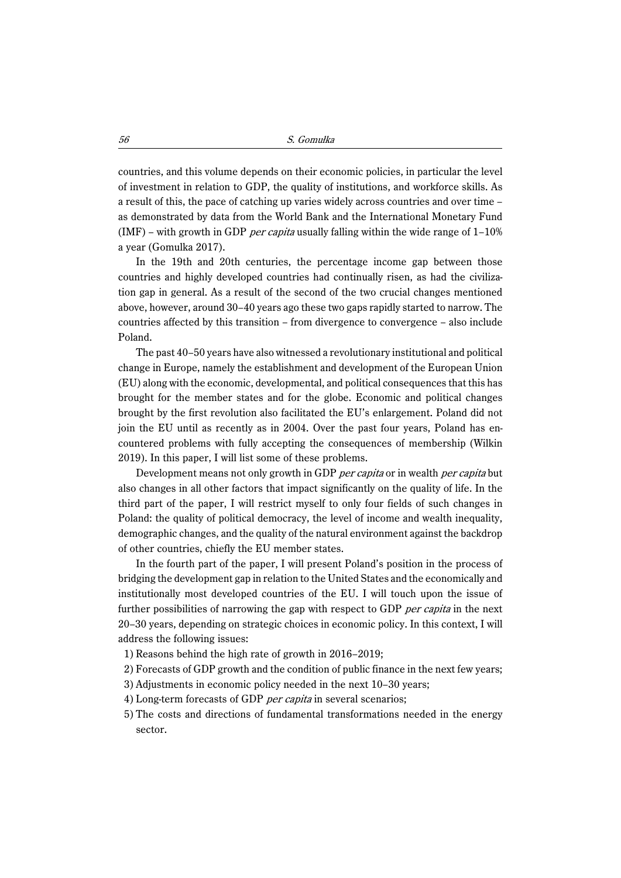countries, and this volume depends on their economic policies, in particular the level of investment in relation to GDP, the quality of institutions, and workforce skills. As a result of this, the pace of catching up varies widely across countries and over time – as demonstrated by data from the World Bank and the International Monetary Fund (IMF) – with growth in GDP *per capita* usually falling within the wide range of 1–10% a year (Gomulka 2017).

In the 19th and 20th centuries, the percentage income gap between those countries and highly developed countries had continually risen, as had the civilization gap in general. As a result of the second of the two crucial changes mentioned above, however, around 30–40 years ago these two gaps rapidly started to narrow. The countries affected by this transition – from divergence to convergence – also include Poland.

The past 40–50 years have also witnessed a revolutionary institutional and political change in Europe, namely the establishment and development of the European Union (EU) along with the economic, developmental, and political consequences that this has brought for the member states and for the globe. Economic and political changes brought by the first revolution also facilitated the EU's enlargement. Poland did not join the EU until as recently as in 2004. Over the past four years, Poland has encountered problems with fully accepting the consequences of membership (Wilkin 2019). In this paper, I will list some of these problems.

Development means not only growth in GDP *per capita* or in wealth *per capita* but also changes in all other factors that impact significantly on the quality of life. In the third part of the paper, I will restrict myself to only four fields of such changes in Poland: the quality of political democracy, the level of income and wealth inequality, demographic changes, and the quality of the natural environment against the backdrop of other countries, chiefly the EU member states.

In the fourth part of the paper, I will present Poland's position in the process of bridging the development gap in relation to the United States and the economically and institutionally most developed countries of the EU. I will touch upon the issue of further possibilities of narrowing the gap with respect to GDP *per capita* in the next 20–30 years, depending on strategic choices in economic policy. In this context, I will address the following issues:

1) Reasons behind the high rate of growth in 2016–2019;
2) Forecasts of GDP growth and the condition of public finance in the next few years;
3) Adjustments in economic policy needed in the next 10–30 years;
4) Long-term forecasts of GDP *per capita* in several scenarios;
5) The costs and directions of fundamental transformations needed in the energy sector.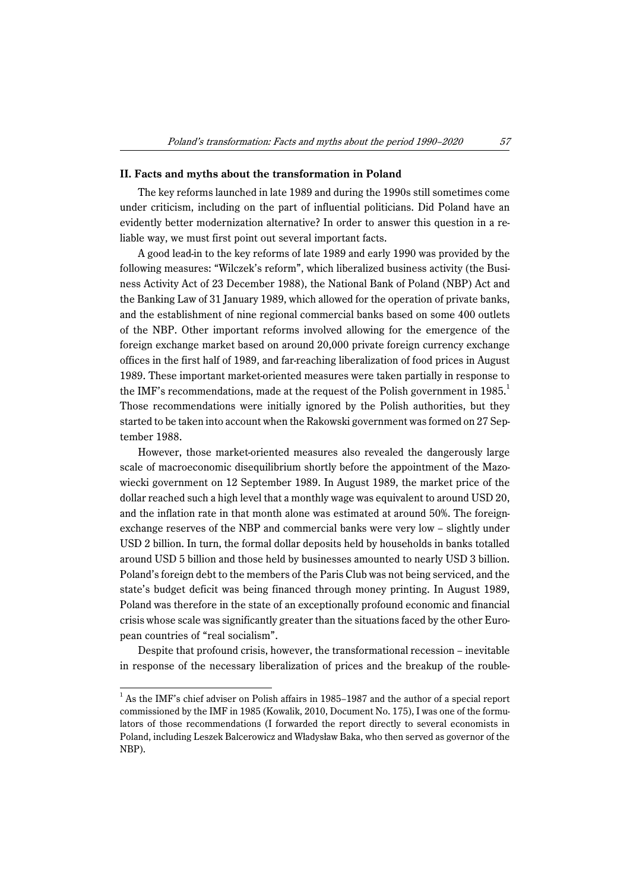## II. Facts and myths about the transformation in Poland

The key reforms launched in late 1989 and during the 1990s still sometimes come under criticism, including on the part of influential politicians. Did Poland have an evidently better modernization alternative? In order to answer this question in a reliable way, we must first point out several important facts.

A good lead-in to the key reforms of late 1989 and early 1990 was provided by the following measures: "Wilczek's reform", which liberalized business activity (the Business Activity Act of 23 December 1988), the National Bank of Poland (NBP) Act and the Banking Law of 31 January 1989, which allowed for the operation of private banks, and the establishment of nine regional commercial banks based on some 400 outlets of the NBP. Other important reforms involved allowing for the emergence of the foreign exchange market based on around 20,000 private foreign currency exchange offices in the first half of 1989, and far-reaching liberalization of food prices in August 1989. These important market-oriented measures were taken partially in response to the IMF's recommendations, made at the request of the Polish government in 1985.[1] Those recommendations were initially ignored by the Polish authorities, but they started to be taken into account when the Rakowski government was formed on 27 September 1988.

However, those market-oriented measures also revealed the dangerously large scale of macroeconomic disequilibrium shortly before the appointment of the Mazowiecki government on 12 September 1989. In August 1989, the market price of the dollar reached such a high level that a monthly wage was equivalent to around USD 20, and the inflation rate in that month alone was estimated at around 50%. The foreign-exchange reserves of the NBP and commercial banks were very low – slightly under USD 2 billion. In turn, the formal dollar deposits held by households in banks totalled around USD 5 billion and those held by businesses amounted to nearly USD 3 billion. Poland's foreign debt to the members of the Paris Club was not being serviced, and the state's budget deficit was being financed through money printing. In August 1989, Poland was therefore in the state of an exceptionally profound economic and financial crisis whose scale was significantly greater than the situations faced by the other European countries of "real socialism".

Despite that profound crisis, however, the transformational recession – inevitable in response of the necessary liberalization of prices and the breakup of the rouble-

[1] As the IMF's chief adviser on Polish affairs in 1985–1987 and the author of a special report commissioned by the IMF in 1985 (Kowalik, 2010, Document No. 175), I was one of the formulators of those recommendations (I forwarded the report directly to several economists in Poland, including Leszek Balcerowicz and Władysław Baka, who then served as governor of the NBP).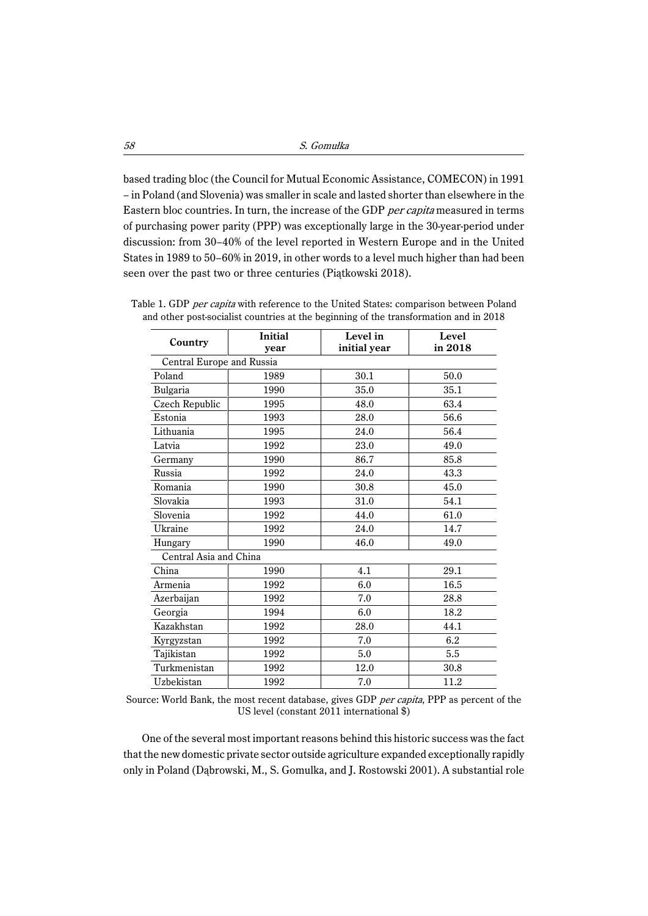based trading bloc (the Council for Mutual Economic Assistance, COMECON) in 1991 – in Poland (and Slovenia) was smaller in scale and lasted shorter than elsewhere in the Eastern bloc countries. In turn, the increase of the GDP *per capita* measured in terms of purchasing power parity (PPP) was exceptionally large in the 30-year-period under discussion: from 30–40% of the level reported in Western Europe and in the United States in 1989 to 50–60% in 2019, in other words to a level much higher than had been seen over the past two or three centuries (Piątkowski 2018).

Table 1. GDP *per capita* with reference to the United States: comparison between Poland and other post-socialist countries at the beginning of the transformation and in 2018

| Country | Initial year | Level in initial year | Level in 2018 |
|---|---|---|---|
| Central Europe and Russia | | | |
| Poland | 1989 | 30.1 | 50.0 |
| Bulgaria | 1990 | 35.0 | 35.1 |
| Czech Republic | 1995 | 48.0 | 63.4 |
| Estonia | 1993 | 28.0 | 56.6 |
| Lithuania | 1995 | 24.0 | 56.4 |
| Latvia | 1992 | 23.0 | 49.0 |
| Germany | 1990 | 86.7 | 85.8 |
| Russia | 1992 | 24.0 | 43.3 |
| Romania | 1990 | 30.8 | 45.0 |
| Slovakia | 1993 | 31.0 | 54.1 |
| Slovenia | 1992 | 44.0 | 61.0 |
| Ukraine | 1992 | 24.0 | 14.7 |
| Hungary | 1990 | 46.0 | 49.0 |
| Central Asia and China | | | |
| China | 1990 | 4.1 | 29.1 |
| Armenia | 1992 | 6.0 | 16.5 |
| Azerbaijan | 1992 | 7.0 | 28.8 |
| Georgia | 1994 | 6.0 | 18.2 |
| Kazakhstan | 1992 | 28.0 | 44.1 |
| Kyrgyzstan | 1992 | 7.0 | 6.2 |
| Tajikistan | 1992 | 5.0 | 5.5 |
| Turkmenistan | 1992 | 12.0 | 30.8 |
| Uzbekistan | 1992 | 7.0 | 11.2 |

Source: World Bank, the most recent database, gives GDP *per capita*, PPP as percent of the US level (constant 2011 international $)

One of the several most important reasons behind this historic success was the fact that the new domestic private sector outside agriculture expanded exceptionally rapidly only in Poland (Dąbrowski, M., S. Gomulka, and J. Rostowski 2001). A substantial role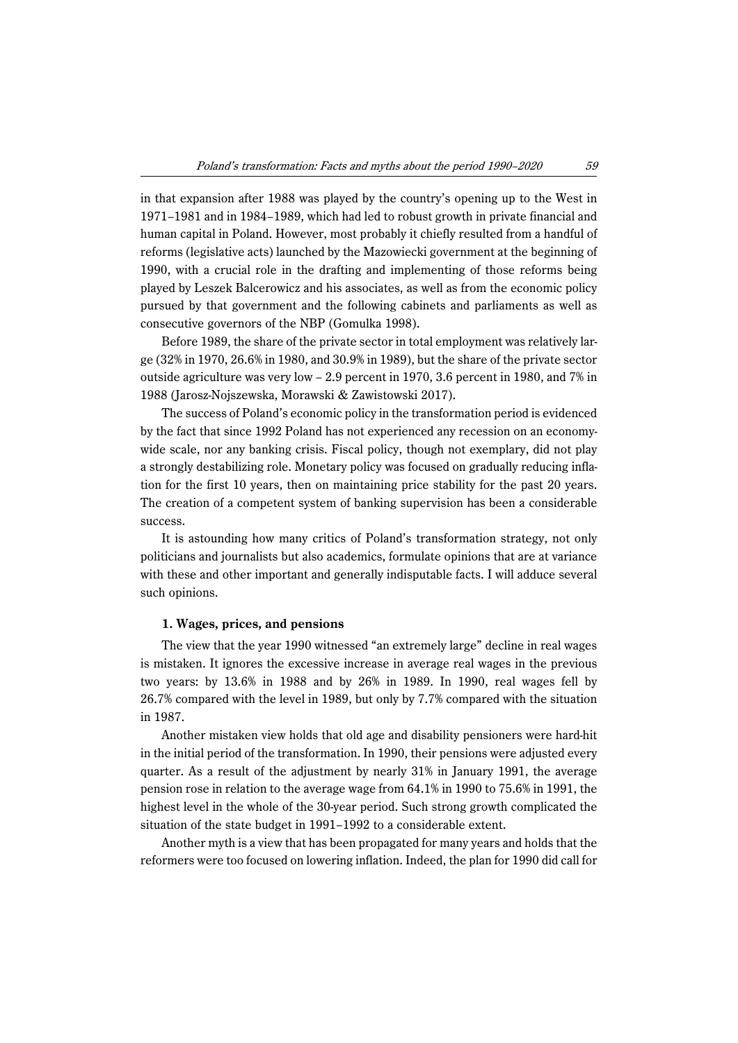in that expansion after 1988 was played by the country's opening up to the West in 1971–1981 and in 1984–1989, which had led to robust growth in private financial and human capital in Poland. However, most probably it chiefly resulted from a handful of reforms (legislative acts) launched by the Mazowiecki government at the beginning of 1990, with a crucial role in the drafting and implementing of those reforms being played by Leszek Balcerowicz and his associates, as well as from the economic policy pursued by that government and the following cabinets and parliaments as well as consecutive governors of the NBP (Gomulka 1998).

Before 1989, the share of the private sector in total employment was relatively large (32% in 1970, 26.6% in 1980, and 30.9% in 1989), but the share of the private sector outside agriculture was very low – 2.9 percent in 1970, 3.6 percent in 1980, and 7% in 1988 (Jarosz-Nojszewska, Morawski & Zawistowski 2017).

The success of Poland's economic policy in the transformation period is evidenced by the fact that since 1992 Poland has not experienced any recession on an economy-wide scale, nor any banking crisis. Fiscal policy, though not exemplary, did not play a strongly destabilizing role. Monetary policy was focused on gradually reducing inflation for the first 10 years, then on maintaining price stability for the past 20 years. The creation of a competent system of banking supervision has been a considerable success.

It is astounding how many critics of Poland's transformation strategy, not only politicians and journalists but also academics, formulate opinions that are at variance with these and other important and generally indisputable facts. I will adduce several such opinions.

### 1. Wages, prices, and pensions

The view that the year 1990 witnessed "an extremely large" decline in real wages is mistaken. It ignores the excessive increase in average real wages in the previous two years: by 13.6% in 1988 and by 26% in 1989. In 1990, real wages fell by 26.7% compared with the level in 1989, but only by 7.7% compared with the situation in 1987.

Another mistaken view holds that old age and disability pensioners were hard-hit in the initial period of the transformation. In 1990, their pensions were adjusted every quarter. As a result of the adjustment by nearly 31% in January 1991, the average pension rose in relation to the average wage from 64.1% in 1990 to 75.6% in 1991, the highest level in the whole of the 30-year period. Such strong growth complicated the situation of the state budget in 1991–1992 to a considerable extent.

Another myth is a view that has been propagated for many years and holds that the reformers were too focused on lowering inflation. Indeed, the plan for 1990 did call for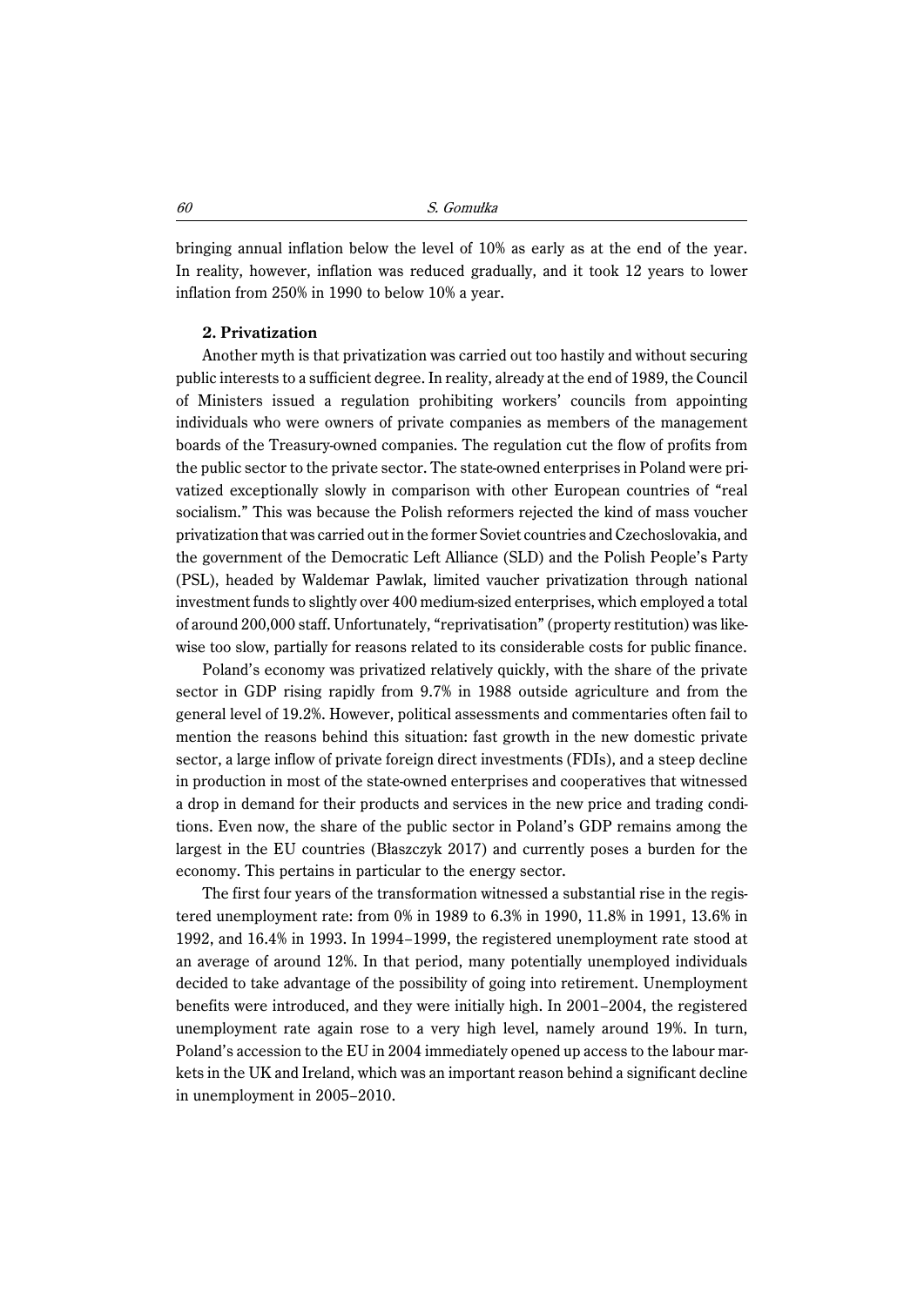bringing annual inflation below the level of 10% as early as at the end of the year. In reality, however, inflation was reduced gradually, and it took 12 years to lower inflation from 250% in 1990 to below 10% a year.

### 2. Privatization

Another myth is that privatization was carried out too hastily and without securing public interests to a sufficient degree. In reality, already at the end of 1989, the Council of Ministers issued a regulation prohibiting workers' councils from appointing individuals who were owners of private companies as members of the management boards of the Treasury-owned companies. The regulation cut the flow of profits from the public sector to the private sector. The state-owned enterprises in Poland were privatized exceptionally slowly in comparison with other European countries of "real socialism." This was because the Polish reformers rejected the kind of mass voucher privatization that was carried out in the former Soviet countries and Czechoslovakia, and the government of the Democratic Left Alliance (SLD) and the Polish People's Party (PSL), headed by Waldemar Pawlak, limited vaucher privatization through national investment funds to slightly over 400 medium-sized enterprises, which employed a total of around 200,000 staff. Unfortunately, "reprivatisation" (property restitution) was likewise too slow, partially for reasons related to its considerable costs for public finance.

Poland's economy was privatized relatively quickly, with the share of the private sector in GDP rising rapidly from 9.7% in 1988 outside agriculture and from the general level of 19.2%. However, political assessments and commentaries often fail to mention the reasons behind this situation: fast growth in the new domestic private sector, a large inflow of private foreign direct investments (FDIs), and a steep decline in production in most of the state-owned enterprises and cooperatives that witnessed a drop in demand for their products and services in the new price and trading conditions. Even now, the share of the public sector in Poland's GDP remains among the largest in the EU countries (Błaszczyk 2017) and currently poses a burden for the economy. This pertains in particular to the energy sector.

The first four years of the transformation witnessed a substantial rise in the registered unemployment rate: from 0% in 1989 to 6.3% in 1990, 11.8% in 1991, 13.6% in 1992, and 16.4% in 1993. In 1994–1999, the registered unemployment rate stood at an average of around 12%. In that period, many potentially unemployed individuals decided to take advantage of the possibility of going into retirement. Unemployment benefits were introduced, and they were initially high. In 2001–2004, the registered unemployment rate again rose to a very high level, namely around 19%. In turn, Poland's accession to the EU in 2004 immediately opened up access to the labour markets in the UK and Ireland, which was an important reason behind a significant decline in unemployment in 2005–2010.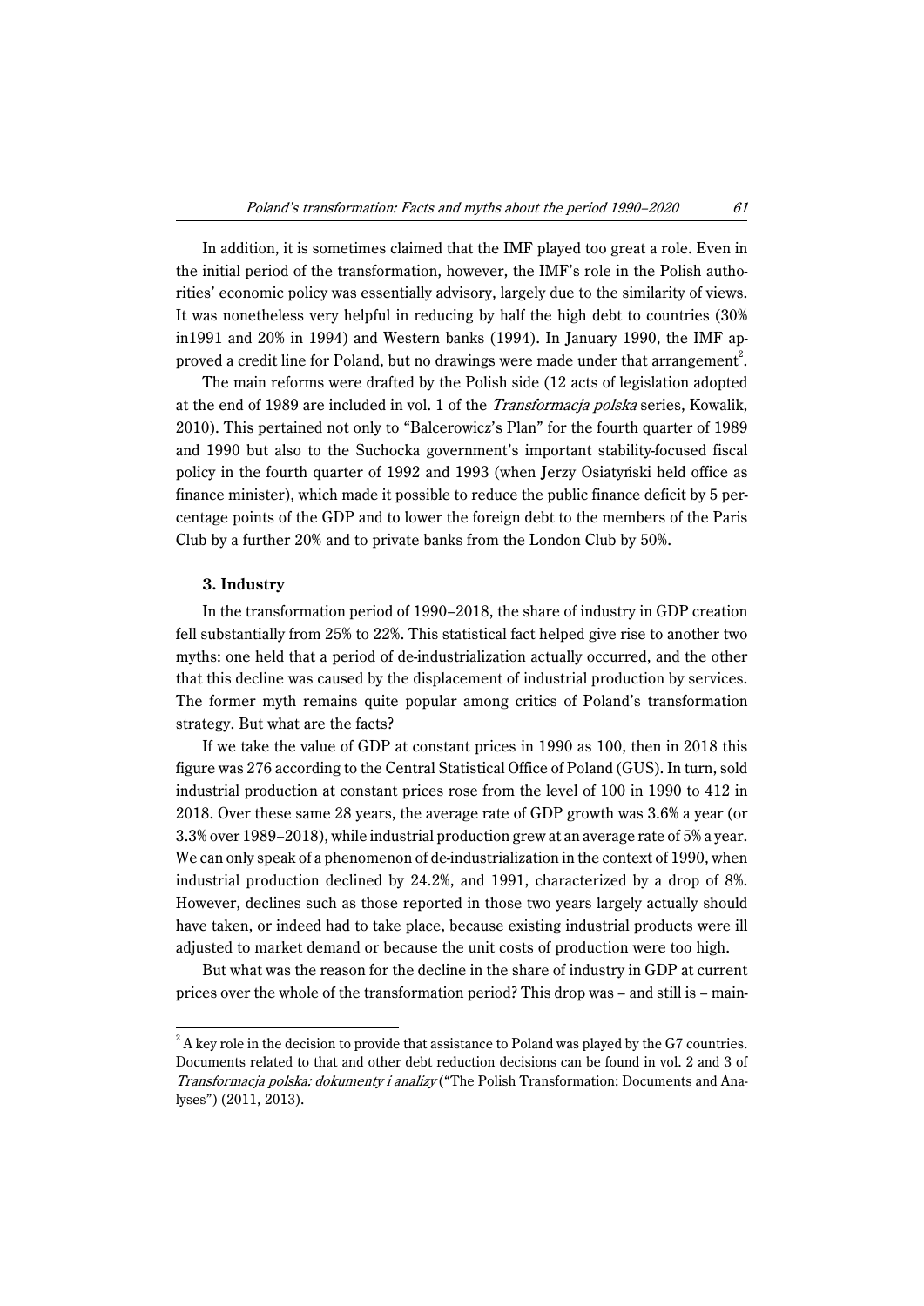In addition, it is sometimes claimed that the IMF played too great a role. Even in the initial period of the transformation, however, the IMF's role in the Polish authorities' economic policy was essentially advisory, largely due to the similarity of views. It was nonetheless very helpful in reducing by half the high debt to countries (30% in1991 and 20% in 1994) and Western banks (1994). In January 1990, the IMF approved a credit line for Poland, but no drawings were made under that arrangement[2].

The main reforms were drafted by the Polish side (12 acts of legislation adopted at the end of 1989 are included in vol. 1 of the *Transformacja polska* series, Kowalik, 2010). This pertained not only to "Balcerowicz's Plan" for the fourth quarter of 1989 and 1990 but also to the Suchocka government's important stability-focused fiscal policy in the fourth quarter of 1992 and 1993 (when Jerzy Osiatyński held office as finance minister), which made it possible to reduce the public finance deficit by 5 percentage points of the GDP and to lower the foreign debt to the members of the Paris Club by a further 20% and to private banks from the London Club by 50%.

### 3. Industry

In the transformation period of 1990–2018, the share of industry in GDP creation fell substantially from 25% to 22%. This statistical fact helped give rise to another two myths: one held that a period of de-industrialization actually occurred, and the other that this decline was caused by the displacement of industrial production by services. The former myth remains quite popular among critics of Poland's transformation strategy. But what are the facts?

If we take the value of GDP at constant prices in 1990 as 100, then in 2018 this figure was 276 according to the Central Statistical Office of Poland (GUS). In turn, sold industrial production at constant prices rose from the level of 100 in 1990 to 412 in 2018. Over these same 28 years, the average rate of GDP growth was 3.6% a year (or 3.3% over 1989–2018), while industrial production grew at an average rate of 5% a year. We can only speak of a phenomenon of de-industrialization in the context of 1990, when industrial production declined by 24.2%, and 1991, characterized by a drop of 8%. However, declines such as those reported in those two years largely actually should have taken, or indeed had to take place, because existing industrial products were ill adjusted to market demand or because the unit costs of production were too high.

But what was the reason for the decline in the share of industry in GDP at current prices over the whole of the transformation period? This drop was – and still is – main-

[2] A key role in the decision to provide that assistance to Poland was played by the G7 countries. Documents related to that and other debt reduction decisions can be found in vol. 2 and 3 of *Transformacja polska: dokumenty i analizy* ("The Polish Transformation: Documents and Analyses") (2011, 2013).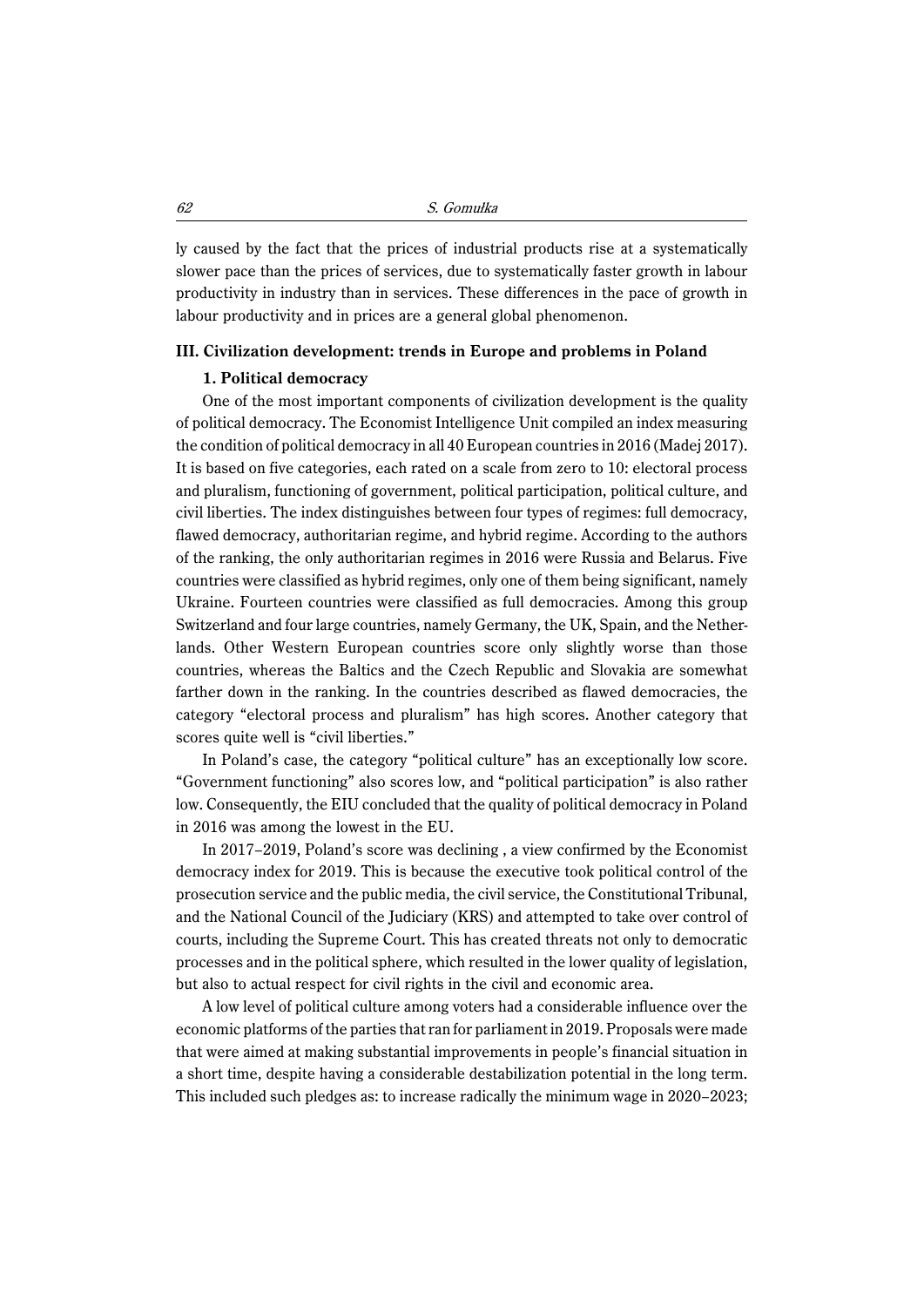ly caused by the fact that the prices of industrial products rise at a systematically slower pace than the prices of services, due to systematically faster growth in labour productivity in industry than in services. These differences in the pace of growth in labour productivity and in prices are a general global phenomenon.

## III. Civilization development: trends in Europe and problems in Poland

### 1. Political democracy

One of the most important components of civilization development is the quality of political democracy. The Economist Intelligence Unit compiled an index measuring the condition of political democracy in all 40 European countries in 2016 (Madej 2017). It is based on five categories, each rated on a scale from zero to 10: electoral process and pluralism, functioning of government, political participation, political culture, and civil liberties. The index distinguishes between four types of regimes: full democracy, flawed democracy, authoritarian regime, and hybrid regime. According to the authors of the ranking, the only authoritarian regimes in 2016 were Russia and Belarus. Five countries were classified as hybrid regimes, only one of them being significant, namely Ukraine. Fourteen countries were classified as full democracies. Among this group Switzerland and four large countries, namely Germany, the UK, Spain, and the Netherlands. Other Western European countries score only slightly worse than those countries, whereas the Baltics and the Czech Republic and Slovakia are somewhat farther down in the ranking. In the countries described as flawed democracies, the category "electoral process and pluralism" has high scores. Another category that scores quite well is "civil liberties."

In Poland's case, the category "political culture" has an exceptionally low score. "Government functioning" also scores low, and "political participation" is also rather low. Consequently, the EIU concluded that the quality of political democracy in Poland in 2016 was among the lowest in the EU.

In 2017–2019, Poland's score was declining , a view confirmed by the Economist democracy index for 2019. This is because the executive took political control of the prosecution service and the public media, the civil service, the Constitutional Tribunal, and the National Council of the Judiciary (KRS) and attempted to take over control of courts, including the Supreme Court. This has created threats not only to democratic processes and in the political sphere, which resulted in the lower quality of legislation, but also to actual respect for civil rights in the civil and economic area.

A low level of political culture among voters had a considerable influence over the economic platforms of the parties that ran for parliament in 2019. Proposals were made that were aimed at making substantial improvements in people's financial situation in a short time, despite having a considerable destabilization potential in the long term. This included such pledges as: to increase radically the minimum wage in 2020–2023;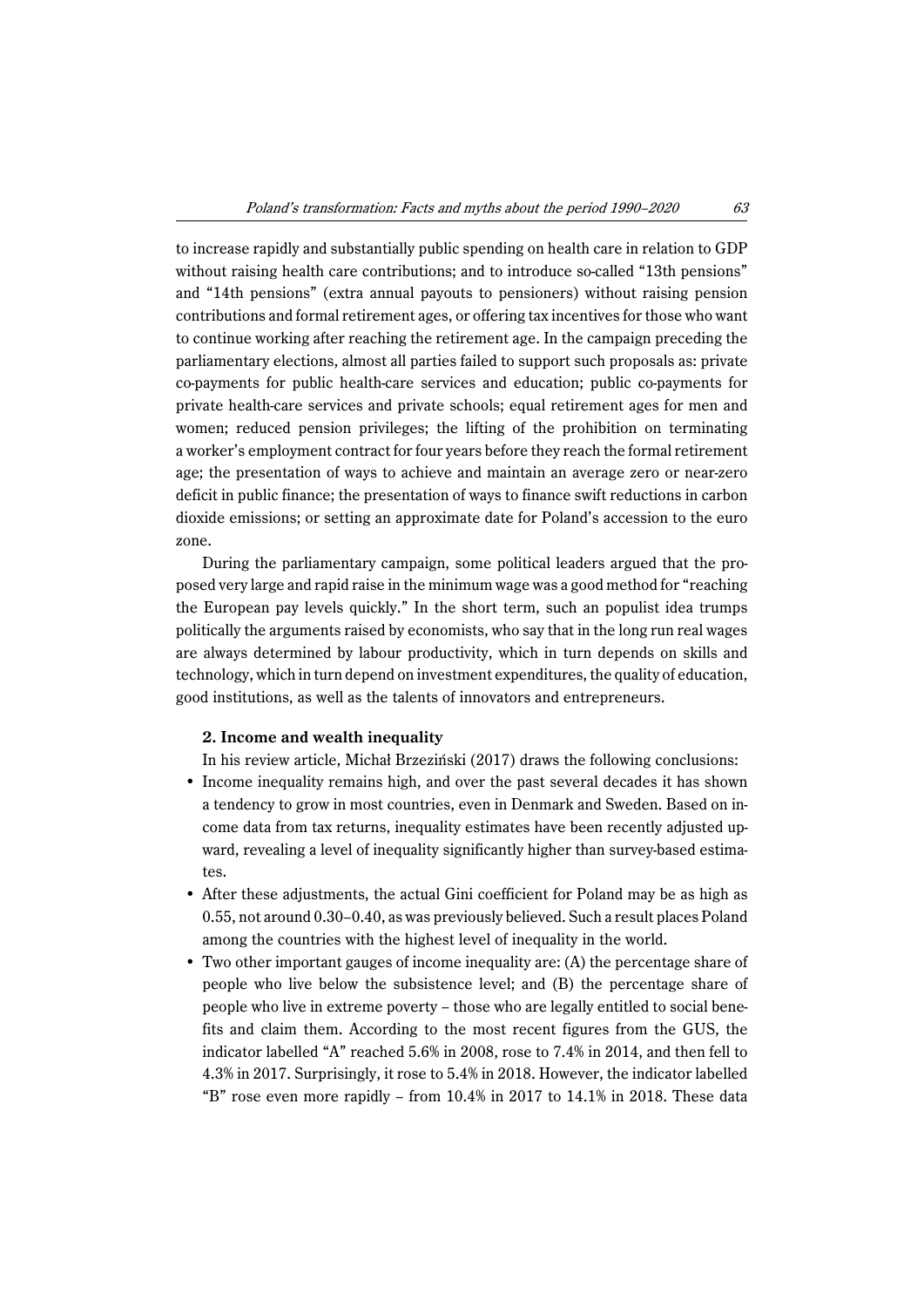to increase rapidly and substantially public spending on health care in relation to GDP without raising health care contributions; and to introduce so-called "13th pensions" and "14th pensions" (extra annual payouts to pensioners) without raising pension contributions and formal retirement ages, or offering tax incentives for those who want to continue working after reaching the retirement age. In the campaign preceding the parliamentary elections, almost all parties failed to support such proposals as: private co-payments for public health-care services and education; public co-payments for private health-care services and private schools; equal retirement ages for men and women; reduced pension privileges; the lifting of the prohibition on terminating a worker's employment contract for four years before they reach the formal retirement age; the presentation of ways to achieve and maintain an average zero or near-zero deficit in public finance; the presentation of ways to finance swift reductions in carbon dioxide emissions; or setting an approximate date for Poland's accession to the euro zone.

During the parliamentary campaign, some political leaders argued that the proposed very large and rapid raise in the minimum wage was a good method for "reaching the European pay levels quickly." In the short term, such an populist idea trumps politically the arguments raised by economists, who say that in the long run real wages are always determined by labour productivity, which in turn depends on skills and technology, which in turn depend on investment expenditures, the quality of education, good institutions, as well as the talents of innovators and entrepreneurs.

### 2. Income and wealth inequality

In his review article, Michał Brzeziński (2017) draws the following conclusions:

- Income inequality remains high, and over the past several decades it has shown a tendency to grow in most countries, even in Denmark and Sweden. Based on income data from tax returns, inequality estimates have been recently adjusted upward, revealing a level of inequality significantly higher than survey-based estimates.
- After these adjustments, the actual Gini coefficient for Poland may be as high as 0.55, not around 0.30–0.40, as was previously believed. Such a result places Poland among the countries with the highest level of inequality in the world.
- Two other important gauges of income inequality are: (A) the percentage share of people who live below the subsistence level; and (B) the percentage share of people who live in extreme poverty – those who are legally entitled to social benefits and claim them. According to the most recent figures from the GUS, the indicator labelled "A" reached 5.6% in 2008, rose to 7.4% in 2014, and then fell to 4.3% in 2017. Surprisingly, it rose to 5.4% in 2018. However, the indicator labelled "B" rose even more rapidly – from 10.4% in 2017 to 14.1% in 2018. These data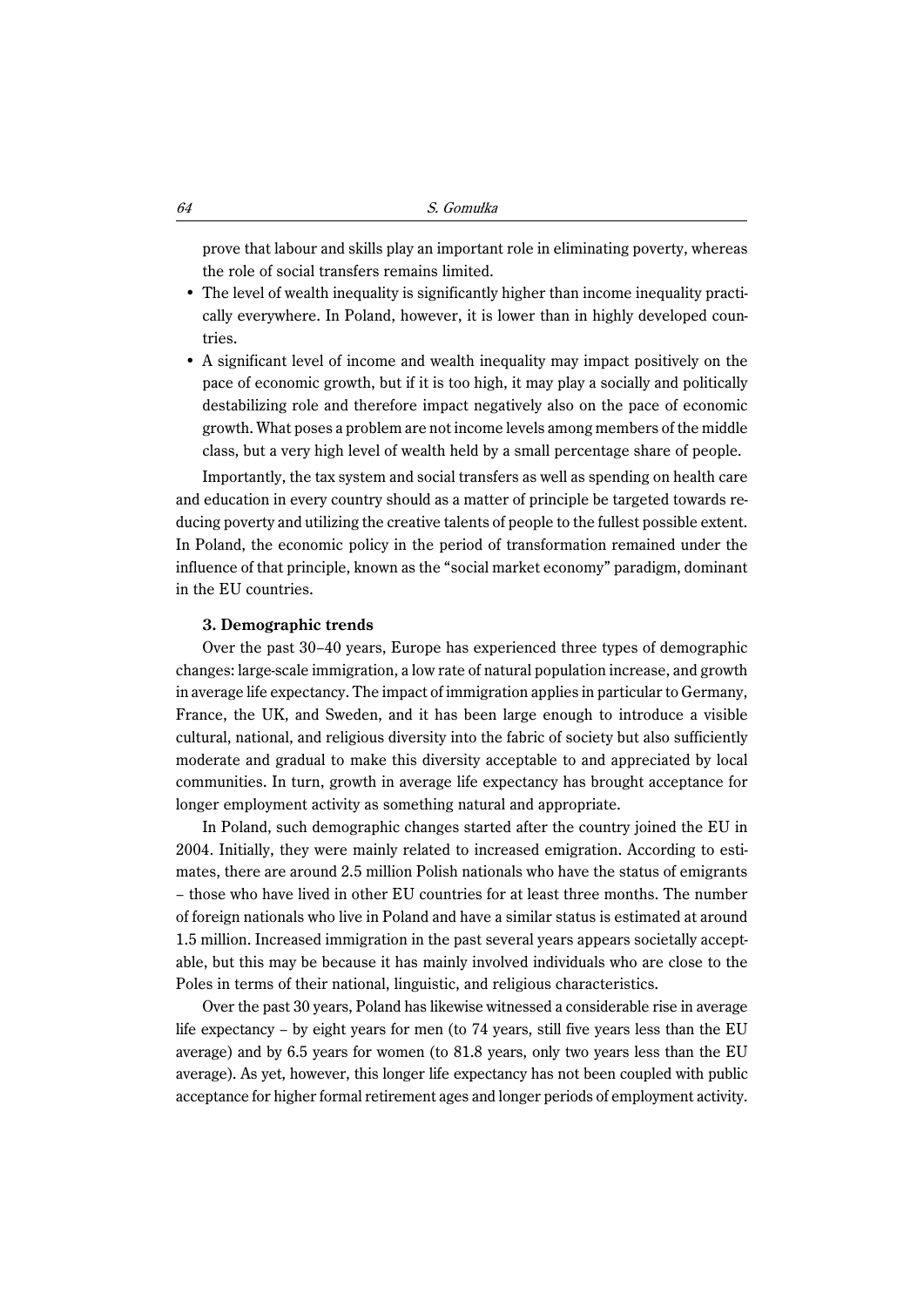prove that labour and skills play an important role in eliminating poverty, whereas the role of social transfers remains limited.

- The level of wealth inequality is significantly higher than income inequality practically everywhere. In Poland, however, it is lower than in highly developed countries.
- A significant level of income and wealth inequality may impact positively on the pace of economic growth, but if it is too high, it may play a socially and politically destabilizing role and therefore impact negatively also on the pace of economic growth. What poses a problem are not income levels among members of the middle class, but a very high level of wealth held by a small percentage share of people.

Importantly, the tax system and social transfers as well as spending on health care and education in every country should as a matter of principle be targeted towards reducing poverty and utilizing the creative talents of people to the fullest possible extent. In Poland, the economic policy in the period of transformation remained under the influence of that principle, known as the "social market economy" paradigm, dominant in the EU countries.

### 3. Demographic trends

Over the past 30–40 years, Europe has experienced three types of demographic changes: large-scale immigration, a low rate of natural population increase, and growth in average life expectancy. The impact of immigration applies in particular to Germany, France, the UK, and Sweden, and it has been large enough to introduce a visible cultural, national, and religious diversity into the fabric of society but also sufficiently moderate and gradual to make this diversity acceptable to and appreciated by local communities. In turn, growth in average life expectancy has brought acceptance for longer employment activity as something natural and appropriate.

In Poland, such demographic changes started after the country joined the EU in 2004. Initially, they were mainly related to increased emigration. According to estimates, there are around 2.5 million Polish nationals who have the status of emigrants – those who have lived in other EU countries for at least three months. The number of foreign nationals who live in Poland and have a similar status is estimated at around 1.5 million. Increased immigration in the past several years appears societally acceptable, but this may be because it has mainly involved individuals who are close to the Poles in terms of their national, linguistic, and religious characteristics.

Over the past 30 years, Poland has likewise witnessed a considerable rise in average life expectancy – by eight years for men (to 74 years, still five years less than the EU average) and by 6.5 years for women (to 81.8 years, only two years less than the EU average). As yet, however, this longer life expectancy has not been coupled with public acceptance for higher formal retirement ages and longer periods of employment activity.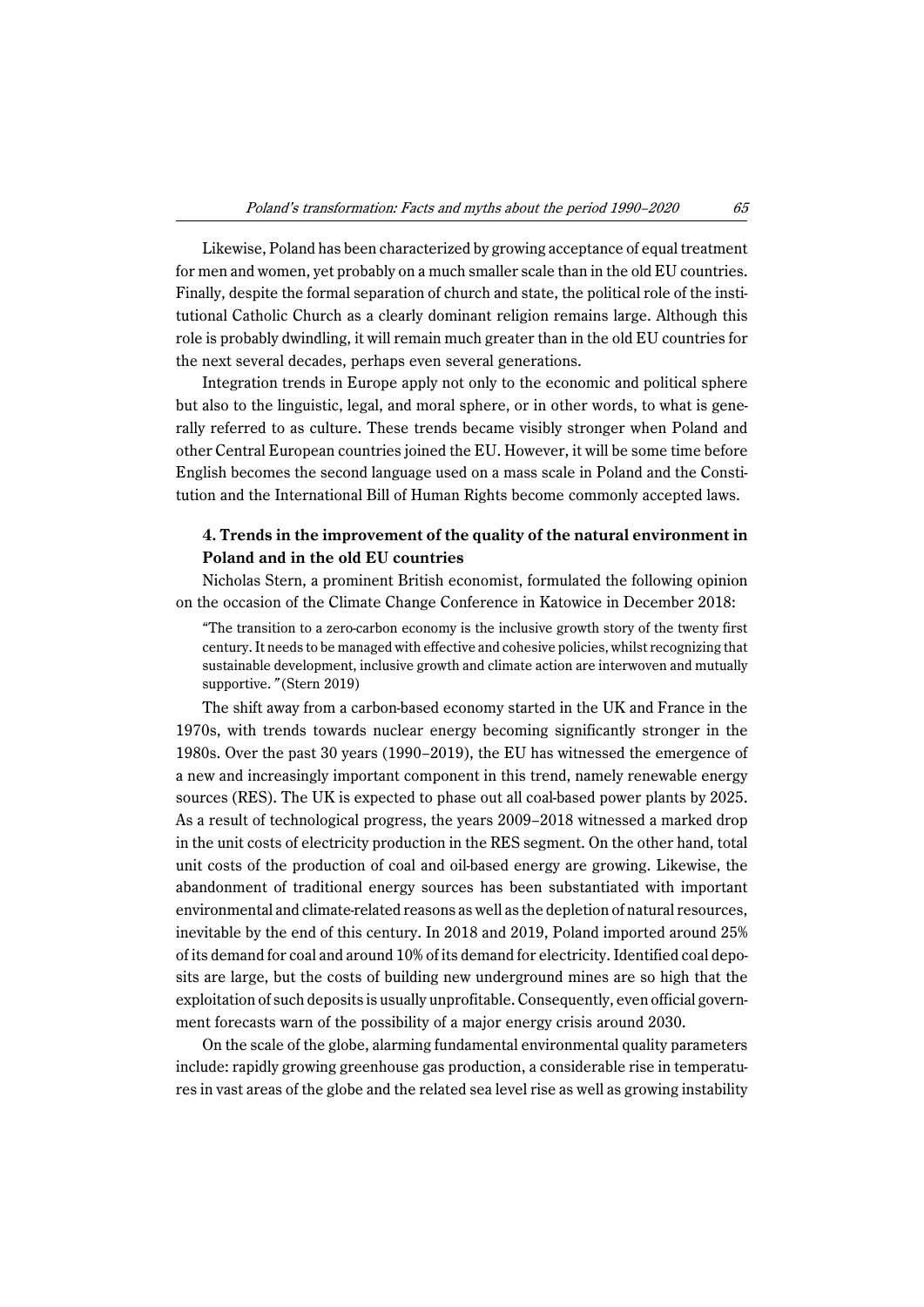Likewise, Poland has been characterized by growing acceptance of equal treatment for men and women, yet probably on a much smaller scale than in the old EU countries. Finally, despite the formal separation of church and state, the political role of the institutional Catholic Church as a clearly dominant religion remains large. Although this role is probably dwindling, it will remain much greater than in the old EU countries for the next several decades, perhaps even several generations.

Integration trends in Europe apply not only to the economic and political sphere but also to the linguistic, legal, and moral sphere, or in other words, to what is generally referred to as culture. These trends became visibly stronger when Poland and other Central European countries joined the EU. However, it will be some time before English becomes the second language used on a mass scale in Poland and the Constitution and the International Bill of Human Rights become commonly accepted laws.

## 4. Trends in the improvement of the quality of the natural environment in Poland and in the old EU countries

Nicholas Stern, a prominent British economist, formulated the following opinion on the occasion of the Climate Change Conference in Katowice in December 2018:

> "The transition to a zero-carbon economy is the inclusive growth story of the twenty first century. It needs to be managed with effective and cohesive policies, whilst recognizing that sustainable development, inclusive growth and climate action are interwoven and mutually supportive." (Stern 2019)

The shift away from a carbon-based economy started in the UK and France in the 1970s, with trends towards nuclear energy becoming significantly stronger in the 1980s. Over the past 30 years (1990–2019), the EU has witnessed the emergence of a new and increasingly important component in this trend, namely renewable energy sources (RES). The UK is expected to phase out all coal-based power plants by 2025. As a result of technological progress, the years 2009–2018 witnessed a marked drop in the unit costs of electricity production in the RES segment. On the other hand, total unit costs of the production of coal and oil-based energy are growing. Likewise, the abandonment of traditional energy sources has been substantiated with important environmental and climate-related reasons as well as the depletion of natural resources, inevitable by the end of this century. In 2018 and 2019, Poland imported around 25% of its demand for coal and around 10% of its demand for electricity. Identified coal deposits are large, but the costs of building new underground mines are so high that the exploitation of such deposits is usually unprofitable. Consequently, even official government forecasts warn of the possibility of a major energy crisis around 2030.

On the scale of the globe, alarming fundamental environmental quality parameters include: rapidly growing greenhouse gas production, a considerable rise in temperatures in vast areas of the globe and the related sea level rise as well as growing instability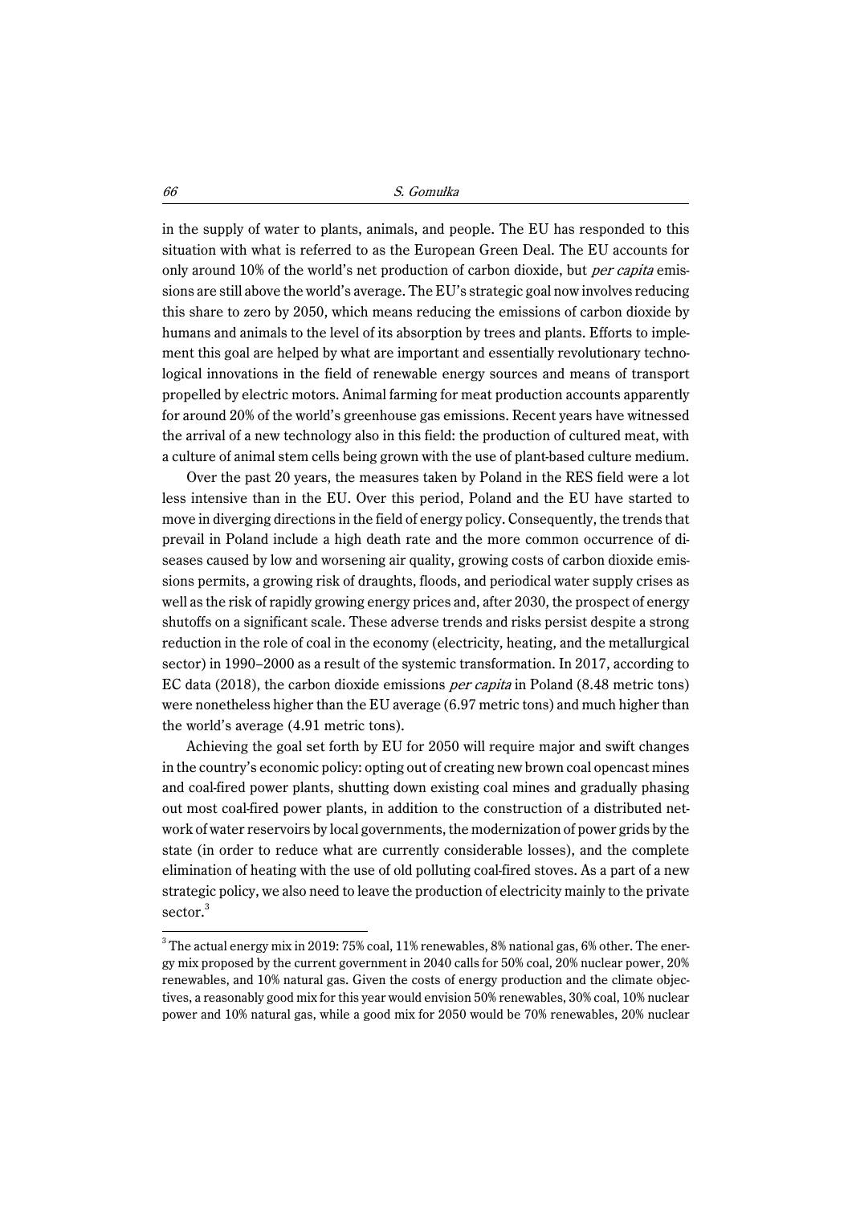in the supply of water to plants, animals, and people. The EU has responded to this situation with what is referred to as the European Green Deal. The EU accounts for only around 10% of the world's net production of carbon dioxide, but *per capita* emissions are still above the world's average. The EU's strategic goal now involves reducing this share to zero by 2050, which means reducing the emissions of carbon dioxide by humans and animals to the level of its absorption by trees and plants. Efforts to implement this goal are helped by what are important and essentially revolutionary technological innovations in the field of renewable energy sources and means of transport propelled by electric motors. Animal farming for meat production accounts apparently for around 20% of the world's greenhouse gas emissions. Recent years have witnessed the arrival of a new technology also in this field: the production of cultured meat, with a culture of animal stem cells being grown with the use of plant-based culture medium.

Over the past 20 years, the measures taken by Poland in the RES field were a lot less intensive than in the EU. Over this period, Poland and the EU have started to move in diverging directions in the field of energy policy. Consequently, the trends that prevail in Poland include a high death rate and the more common occurrence of diseases caused by low and worsening air quality, growing costs of carbon dioxide emissions permits, a growing risk of draughts, floods, and periodical water supply crises as well as the risk of rapidly growing energy prices and, after 2030, the prospect of energy shutoffs on a significant scale. These adverse trends and risks persist despite a strong reduction in the role of coal in the economy (electricity, heating, and the metallurgical sector) in 1990–2000 as a result of the systemic transformation. In 2017, according to EC data (2018), the carbon dioxide emissions *per capita* in Poland (8.48 metric tons) were nonetheless higher than the EU average (6.97 metric tons) and much higher than the world's average (4.91 metric tons).

Achieving the goal set forth by EU for 2050 will require major and swift changes in the country's economic policy: opting out of creating new brown coal opencast mines and coal-fired power plants, shutting down existing coal mines and gradually phasing out most coal-fired power plants, in addition to the construction of a distributed network of water reservoirs by local governments, the modernization of power grids by the state (in order to reduce what are currently considerable losses), and the complete elimination of heating with the use of old polluting coal-fired stoves. As a part of a new strategic policy, we also need to leave the production of electricity mainly to the private sector.[3]

---

[3] The actual energy mix in 2019: 75% coal, 11% renewables, 8% national gas, 6% other. The energy mix proposed by the current government in 2040 calls for 50% coal, 20% nuclear power, 20% renewables, and 10% natural gas. Given the costs of energy production and the climate objectives, a reasonably good mix for this year would envision 50% renewables, 30% coal, 10% nuclear power and 10% natural gas, while a good mix for 2050 would be 70% renewables, 20% nuclear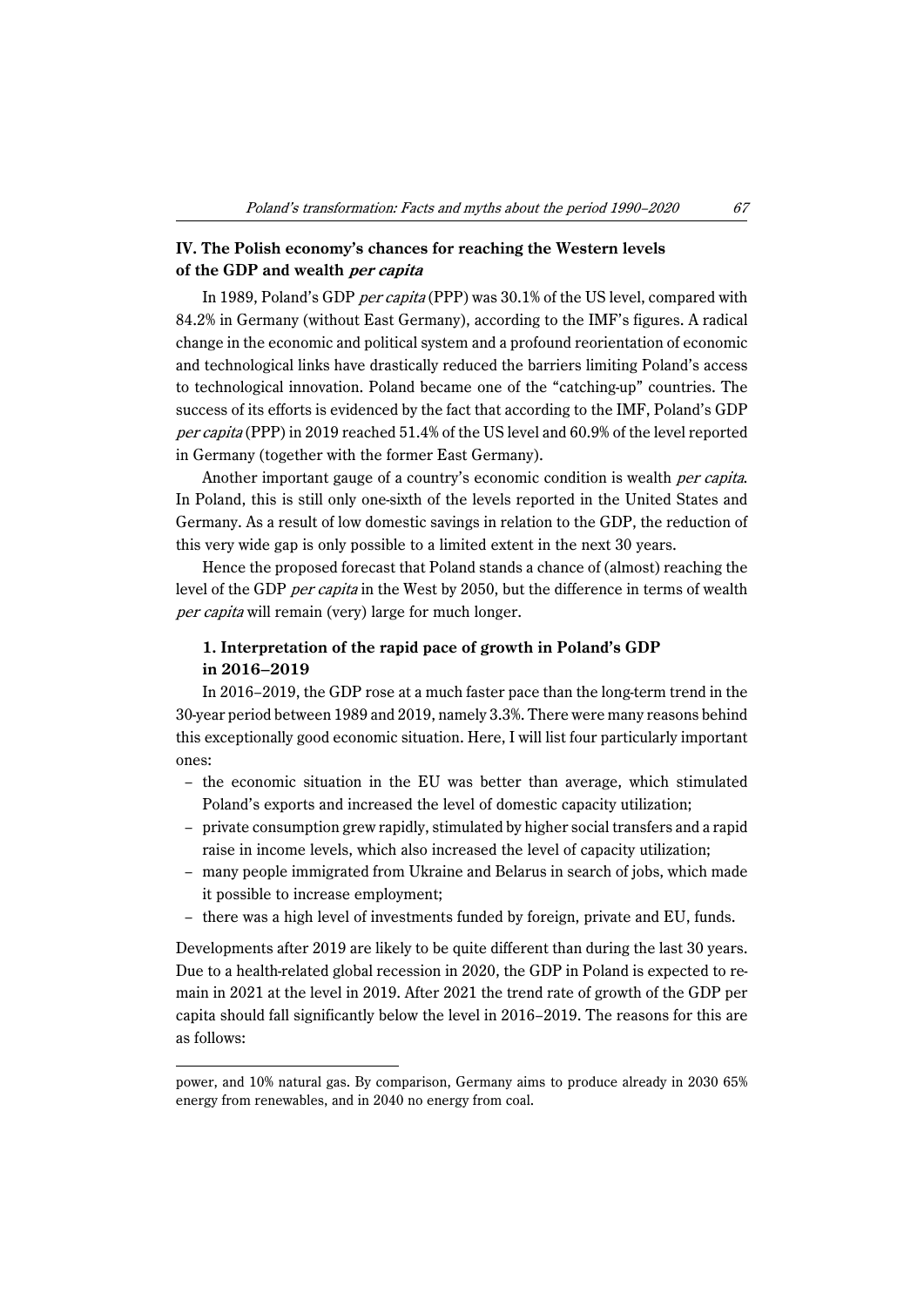## IV. The Polish economy's chances for reaching the Western levels of the GDP and wealth *per capita*

In 1989, Poland's GDP *per capita* (PPP) was 30.1% of the US level, compared with 84.2% in Germany (without East Germany), according to the IMF's figures. A radical change in the economic and political system and a profound reorientation of economic and technological links have drastically reduced the barriers limiting Poland's access to technological innovation. Poland became one of the "catching-up" countries. The success of its efforts is evidenced by the fact that according to the IMF, Poland's GDP *per capita* (PPP) in 2019 reached 51.4% of the US level and 60.9% of the level reported in Germany (together with the former East Germany).

Another important gauge of a country's economic condition is wealth *per capita*. In Poland, this is still only one-sixth of the levels reported in the United States and Germany. As a result of low domestic savings in relation to the GDP, the reduction of this very wide gap is only possible to a limited extent in the next 30 years.

Hence the proposed forecast that Poland stands a chance of (almost) reaching the level of the GDP *per capita* in the West by 2050, but the difference in terms of wealth *per capita* will remain (very) large for much longer.

### 1. Interpretation of the rapid pace of growth in Poland's GDP in 2016–2019

In 2016–2019, the GDP rose at a much faster pace than the long-term trend in the 30-year period between 1989 and 2019, namely 3.3%. There were many reasons behind this exceptionally good economic situation. Here, I will list four particularly important ones:

- the economic situation in the EU was better than average, which stimulated Poland's exports and increased the level of domestic capacity utilization;
- private consumption grew rapidly, stimulated by higher social transfers and a rapid raise in income levels, which also increased the level of capacity utilization;
- many people immigrated from Ukraine and Belarus in search of jobs, which made it possible to increase employment;
- there was a high level of investments funded by foreign, private and EU, funds.

Developments after 2019 are likely to be quite different than during the last 30 years. Due to a health-related global recession in 2020, the GDP in Poland is expected to remain in 2021 at the level in 2019. After 2021 the trend rate of growth of the GDP per capita should fall significantly below the level in 2016–2019. The reasons for this are as follows:

power, and 10% natural gas. By comparison, Germany aims to produce already in 2030 65% energy from renewables, and in 2040 no energy from coal.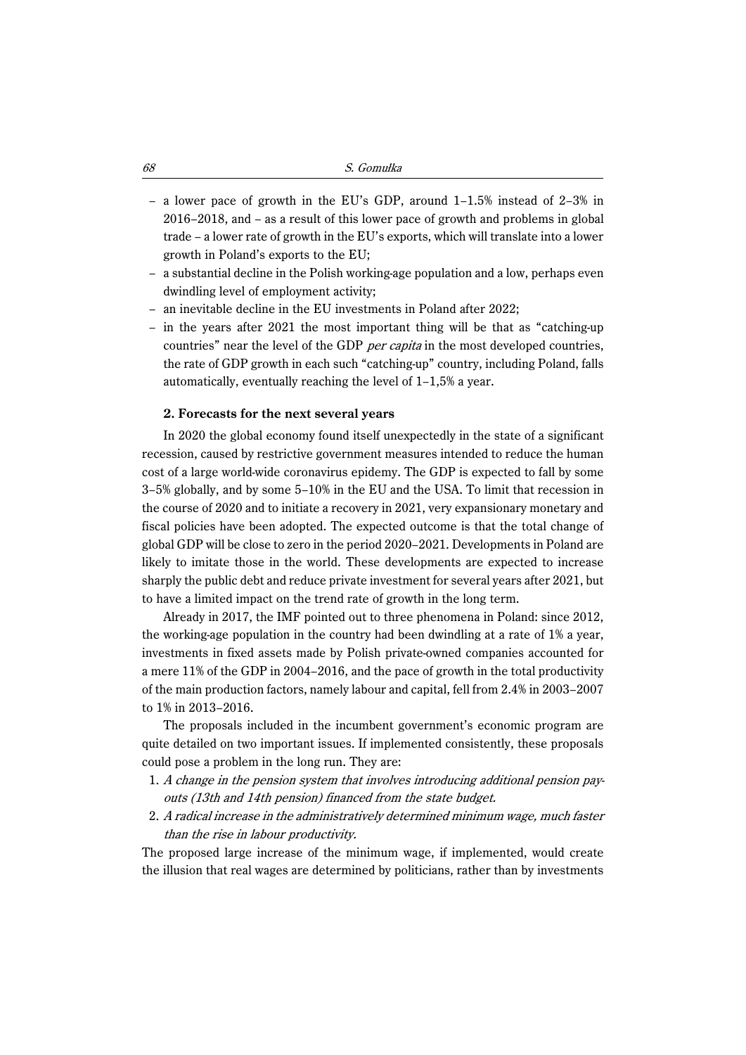- a lower pace of growth in the EU's GDP, around 1–1.5% instead of 2–3% in 2016–2018, and – as a result of this lower pace of growth and problems in global trade – a lower rate of growth in the EU's exports, which will translate into a lower growth in Poland's exports to the EU;
- a substantial decline in the Polish working-age population and a low, perhaps even dwindling level of employment activity;
- an inevitable decline in the EU investments in Poland after 2022;
- in the years after 2021 the most important thing will be that as "catching-up countries" near the level of the GDP *per capita* in the most developed countries, the rate of GDP growth in each such "catching-up" country, including Poland, falls automatically, eventually reaching the level of 1–1,5% a year.

### 2. Forecasts for the next several years

In 2020 the global economy found itself unexpectedly in the state of a significant recession, caused by restrictive government measures intended to reduce the human cost of a large world-wide coronavirus epidemy. The GDP is expected to fall by some 3–5% globally, and by some 5–10% in the EU and the USA. To limit that recession in the course of 2020 and to initiate a recovery in 2021, very expansionary monetary and fiscal policies have been adopted. The expected outcome is that the total change of global GDP will be close to zero in the period 2020–2021. Developments in Poland are likely to imitate those in the world. These developments are expected to increase sharply the public debt and reduce private investment for several years after 2021, but to have a limited impact on the trend rate of growth in the long term.

Already in 2017, the IMF pointed out to three phenomena in Poland: since 2012, the working-age population in the country had been dwindling at a rate of 1% a year, investments in fixed assets made by Polish private-owned companies accounted for a mere 11% of the GDP in 2004–2016, and the pace of growth in the total productivity of the main production factors, namely labour and capital, fell from 2.4% in 2003–2007 to 1% in 2013–2016.

The proposals included in the incumbent government's economic program are quite detailed on two important issues. If implemented consistently, these proposals could pose a problem in the long run. They are:

1. *A change in the pension system that involves introducing additional pension payouts (13th and 14th pension) financed from the state budget.*
2. *A radical increase in the administratively determined minimum wage, much faster than the rise in labour productivity.*

The proposed large increase of the minimum wage, if implemented, would create the illusion that real wages are determined by politicians, rather than by investments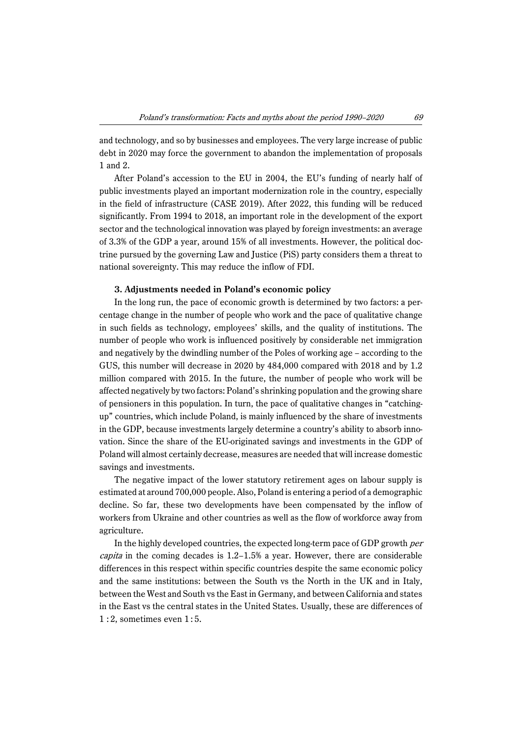and technology, and so by businesses and employees. The very large increase of public debt in 2020 may force the government to abandon the implementation of proposals 1 and 2.

After Poland's accession to the EU in 2004, the EU's funding of nearly half of public investments played an important modernization role in the country, especially in the field of infrastructure (CASE 2019). After 2022, this funding will be reduced significantly. From 1994 to 2018, an important role in the development of the export sector and the technological innovation was played by foreign investments: an average of 3.3% of the GDP a year, around 15% of all investments. However, the political doctrine pursued by the governing Law and Justice (PiS) party considers them a threat to national sovereignty. This may reduce the inflow of FDI.

### 3. Adjustments needed in Poland's economic policy

In the long run, the pace of economic growth is determined by two factors: a percentage change in the number of people who work and the pace of qualitative change in such fields as technology, employees' skills, and the quality of institutions. The number of people who work is influenced positively by considerable net immigration and negatively by the dwindling number of the Poles of working age – according to the GUS, this number will decrease in 2020 by 484,000 compared with 2018 and by 1.2 million compared with 2015. In the future, the number of people who work will be affected negatively by two factors: Poland's shrinking population and the growing share of pensioners in this population. In turn, the pace of qualitative changes in "catching-up" countries, which include Poland, is mainly influenced by the share of investments in the GDP, because investments largely determine a country's ability to absorb innovation. Since the share of the EU-originated savings and investments in the GDP of Poland will almost certainly decrease, measures are needed that will increase domestic savings and investments.

The negative impact of the lower statutory retirement ages on labour supply is estimated at around 700,000 people. Also, Poland is entering a period of a demographic decline. So far, these two developments have been compensated by the inflow of workers from Ukraine and other countries as well as the flow of workforce away from agriculture.

In the highly developed countries, the expected long-term pace of GDP growth *per capita* in the coming decades is 1.2–1.5% a year. However, there are considerable differences in this respect within specific countries despite the same economic policy and the same institutions: between the South vs the North in the UK and in Italy, between the West and South vs the East in Germany, and between California and states in the East vs the central states in the United States. Usually, these are differences of 1 : 2, sometimes even 1 : 5.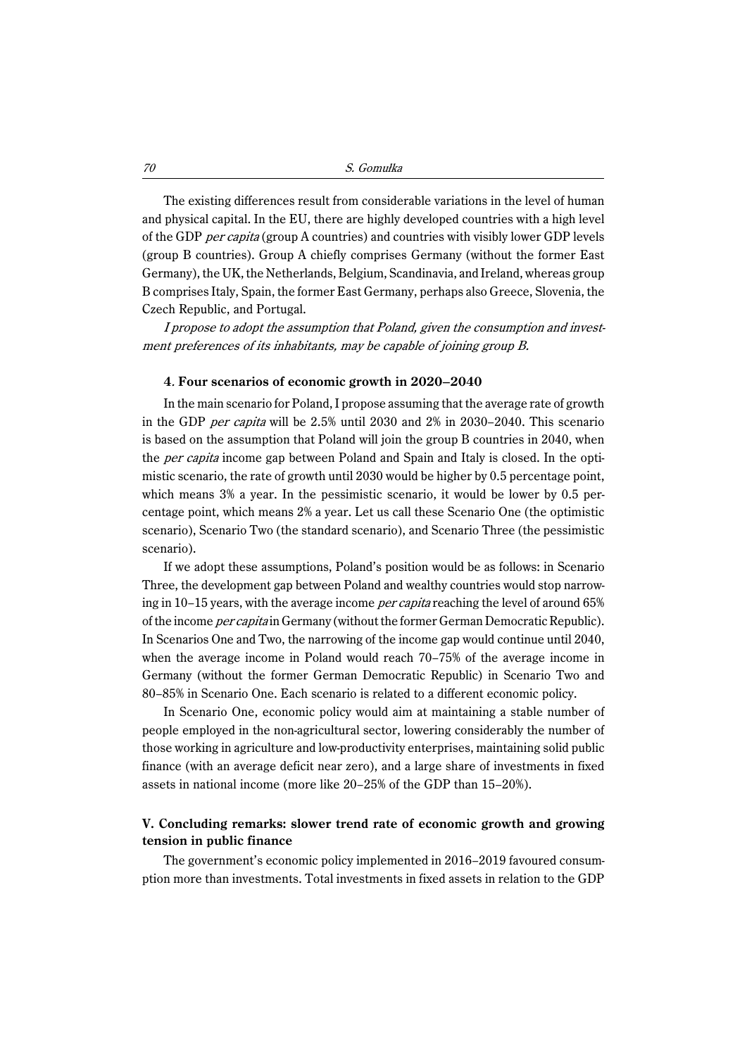The existing differences result from considerable variations in the level of human and physical capital. In the EU, there are highly developed countries with a high level of the GDP *per capita* (group A countries) and countries with visibly lower GDP levels (group B countries). Group A chiefly comprises Germany (without the former East Germany), the UK, the Netherlands, Belgium, Scandinavia, and Ireland, whereas group B comprises Italy, Spain, the former East Germany, perhaps also Greece, Slovenia, the Czech Republic, and Portugal.

*I propose to adopt the assumption that Poland, given the consumption and investment preferences of its inhabitants, may be capable of joining group B.*

#### 4. Four scenarios of economic growth in 2020–2040

In the main scenario for Poland, I propose assuming that the average rate of growth in the GDP *per capita* will be 2.5% until 2030 and 2% in 2030–2040. This scenario is based on the assumption that Poland will join the group B countries in 2040, when the *per capita* income gap between Poland and Spain and Italy is closed. In the optimistic scenario, the rate of growth until 2030 would be higher by 0.5 percentage point, which means 3% a year. In the pessimistic scenario, it would be lower by 0.5 percentage point, which means 2% a year. Let us call these Scenario One (the optimistic scenario), Scenario Two (the standard scenario), and Scenario Three (the pessimistic scenario).

If we adopt these assumptions, Poland's position would be as follows: in Scenario Three, the development gap between Poland and wealthy countries would stop narrowing in 10–15 years, with the average income *per capita* reaching the level of around 65% of the income *per capita* in Germany (without the former German Democratic Republic). In Scenarios One and Two, the narrowing of the income gap would continue until 2040, when the average income in Poland would reach 70–75% of the average income in Germany (without the former German Democratic Republic) in Scenario Two and 80–85% in Scenario One. Each scenario is related to a different economic policy.

In Scenario One, economic policy would aim at maintaining a stable number of people employed in the non-agricultural sector, lowering considerably the number of those working in agriculture and low-productivity enterprises, maintaining solid public finance (with an average deficit near zero), and a large share of investments in fixed assets in national income (more like 20–25% of the GDP than 15–20%).

### V. Concluding remarks: slower trend rate of economic growth and growing tension in public finance

The government's economic policy implemented in 2016–2019 favoured consumption more than investments. Total investments in fixed assets in relation to the GDP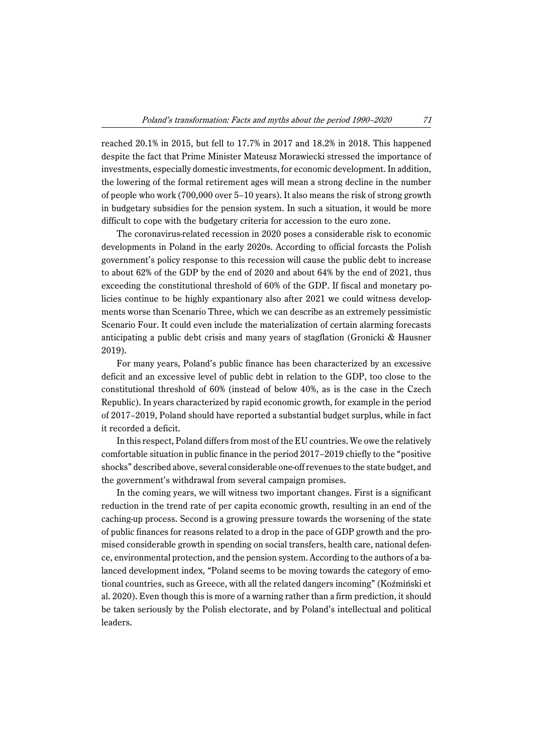reached 20.1% in 2015, but fell to 17.7% in 2017 and 18.2% in 2018. This happened despite the fact that Prime Minister Mateusz Morawiecki stressed the importance of investments, especially domestic investments, for economic development. In addition, the lowering of the formal retirement ages will mean a strong decline in the number of people who work (700,000 over 5–10 years). It also means the risk of strong growth in budgetary subsidies for the pension system. In such a situation, it would be more difficult to cope with the budgetary criteria for accession to the euro zone.

The coronavirus-related recession in 2020 poses a considerable risk to economic developments in Poland in the early 2020s. According to official forcasts the Polish government's policy response to this recession will cause the public debt to increase to about 62% of the GDP by the end of 2020 and about 64% by the end of 2021, thus exceeding the constitutional threshold of 60% of the GDP. If fiscal and monetary policies continue to be highly expantionary also after 2021 we could witness developments worse than Scenario Three, which we can describe as an extremely pessimistic Scenario Four. It could even include the materialization of certain alarming forecasts anticipating a public debt crisis and many years of stagflation (Gronicki & Hausner 2019).

For many years, Poland's public finance has been characterized by an excessive deficit and an excessive level of public debt in relation to the GDP, too close to the constitutional threshold of 60% (instead of below 40%, as is the case in the Czech Republic). In years characterized by rapid economic growth, for example in the period of 2017–2019, Poland should have reported a substantial budget surplus, while in fact it recorded a deficit.

In this respect, Poland differs from most of the EU countries. We owe the relatively comfortable situation in public finance in the period 2017–2019 chiefly to the "positive shocks" described above, several considerable one-off revenues to the state budget, and the government's withdrawal from several campaign promises.

In the coming years, we will witness two important changes. First is a significant reduction in the trend rate of per capita economic growth, resulting in an end of the caching-up process. Second is a growing pressure towards the worsening of the state of public finances for reasons related to a drop in the pace of GDP growth and the promised considerable growth in spending on social transfers, health care, national defence, environmental protection, and the pension system. According to the authors of a balanced development index, "Poland seems to be moving towards the category of emotional countries, such as Greece, with all the related dangers incoming" (Koźmiński et al. 2020). Even though this is more of a warning rather than a firm prediction, it should be taken seriously by the Polish electorate, and by Poland's intellectual and political leaders.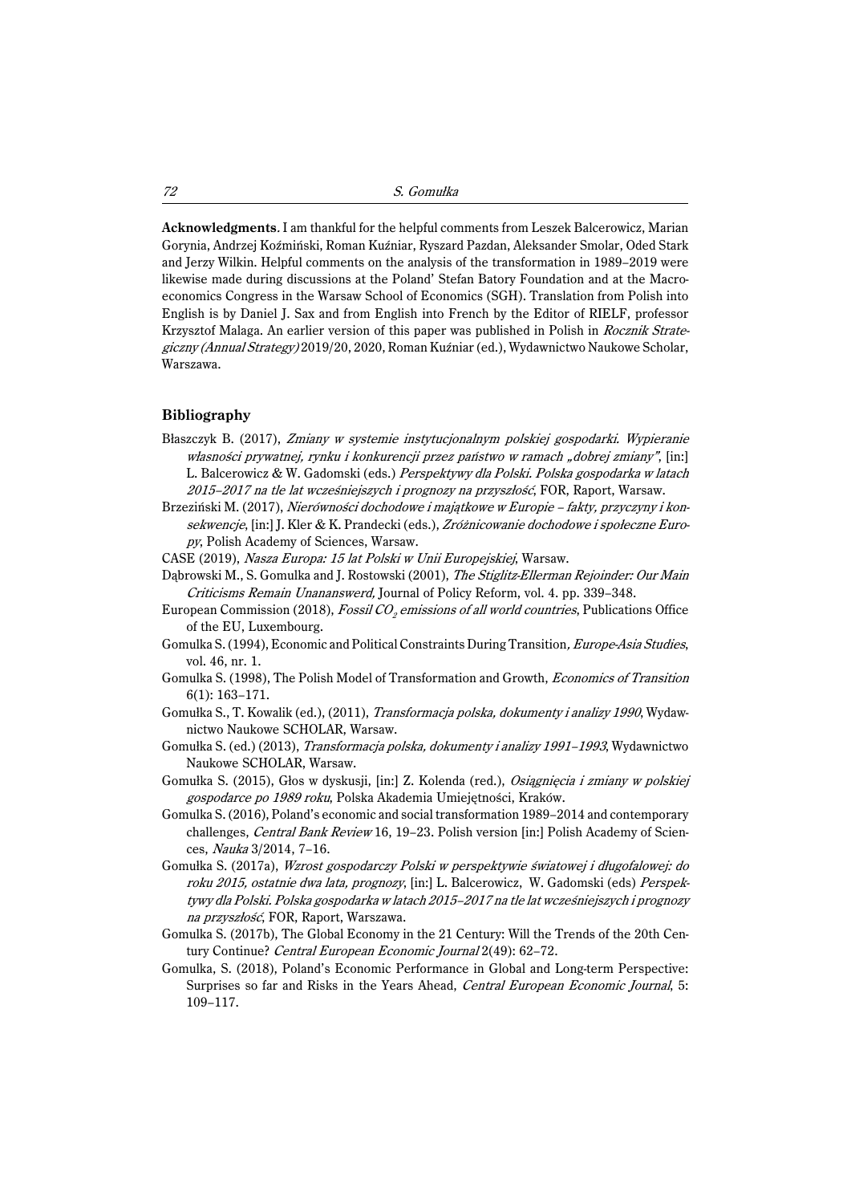**Acknowledgments**. I am thankful for the helpful comments from Leszek Balcerowicz, Marian Gorynia, Andrzej Koźmiński, Roman Kuźniar, Ryszard Pazdan, Aleksander Smolar, Oded Stark and Jerzy Wilkin. Helpful comments on the analysis of the transformation in 1989–2019 were likewise made during discussions at the Poland' Stefan Batory Foundation and at the Macroeconomics Congress in the Warsaw School of Economics (SGH). Translation from Polish into English is by Daniel J. Sax and from English into French by the Editor of RIELF, professor Krzysztof Malaga. An earlier version of this paper was published in Polish in *Rocznik Strategiczny (Annual Strategy)* 2019/20, 2020, Roman Kuźniar (ed.), Wydawnictwo Naukowe Scholar, Warszawa.

## Bibliography

Błaszczyk B. (2017), *Zmiany w systemie instytucjonalnym polskiej gospodarki. Wypieranie własności prywatnej, rynku i konkurencji przez państwo w ramach „dobrej zmiany"*, [in:] L. Balcerowicz & W. Gadomski (eds.) *Perspektywy dla Polski. Polska gospodarka w latach 2015–2017 na tle lat wcześniejszych i prognozy na przyszłość*, FOR, Raport, Warsaw.

Brzeziński M. (2017), *Nierówności dochodowe i majątkowe w Europie – fakty, przyczyny i konsekwencje*, [in:] J. Kler & K. Prandecki (eds.), *Zróżnicowanie dochodowe i społeczne Europy*, Polish Academy of Sciences, Warsaw.

CASE (2019), *Nasza Europa: 15 lat Polski w Unii Europejskiej*, Warsaw.

Dąbrowski M., S. Gomulka and J. Rostowski (2001), *The Stiglitz-Ellerman Rejoinder: Our Main Criticisms Remain Unananswerd,* Journal of Policy Reform, vol. 4. pp. 339–348.

European Commission (2018), *Fossil $CO_2$ emissions of all world countries*, Publications Office of the EU, Luxembourg.

Gomulka S. (1994), Economic and Political Constraints During Transition*, Europe-Asia Studies*, vol. 46, nr. 1.

Gomulka S. (1998), The Polish Model of Transformation and Growth, *Economics of Transition* 6(1): 163–171.

Gomułka S., T. Kowalik (ed.), (2011), *Transformacja polska, dokumenty i analizy 1990*, Wydawnictwo Naukowe SCHOLAR, Warsaw.

Gomułka S. (ed.) (2013), *Transformacja polska, dokumenty i analizy 1991–1993*, Wydawnictwo Naukowe SCHOLAR, Warsaw.

Gomułka S. (2015), Głos w dyskusji, [in:] Z. Kolenda (red.), *Osiągnięcia i zmiany w polskiej gospodarce po 1989 roku*, Polska Akademia Umiejętności, Kraków.

Gomulka S. (2016), Poland's economic and social transformation 1989–2014 and contemporary challenges, *Central Bank Review* 16, 19–23. Polish version [in:] Polish Academy of Sciences, *Nauka* 3/2014, 7–16.

Gomułka S. (2017a), *Wzrost gospodarczy Polski w perspektywie światowej i długofalowej: do roku 2015, ostatnie dwa lata, prognozy*, [in:] L. Balcerowicz, W. Gadomski (eds) *Perspektywy dla Polski. Polska gospodarka w latach 2015–2017 na tle lat wcześniejszych i prognozy na przyszłość*, FOR, Raport, Warszawa.

Gomulka S. (2017b), The Global Economy in the 21 Century: Will the Trends of the 20th Century Continue? *Central European Economic Journal* 2(49): 62–72.

Gomulka, S. (2018), Poland's Economic Performance in Global and Long-term Perspective: Surprises so far and Risks in the Years Ahead, *Central European Economic Journal*, 5: 109–117.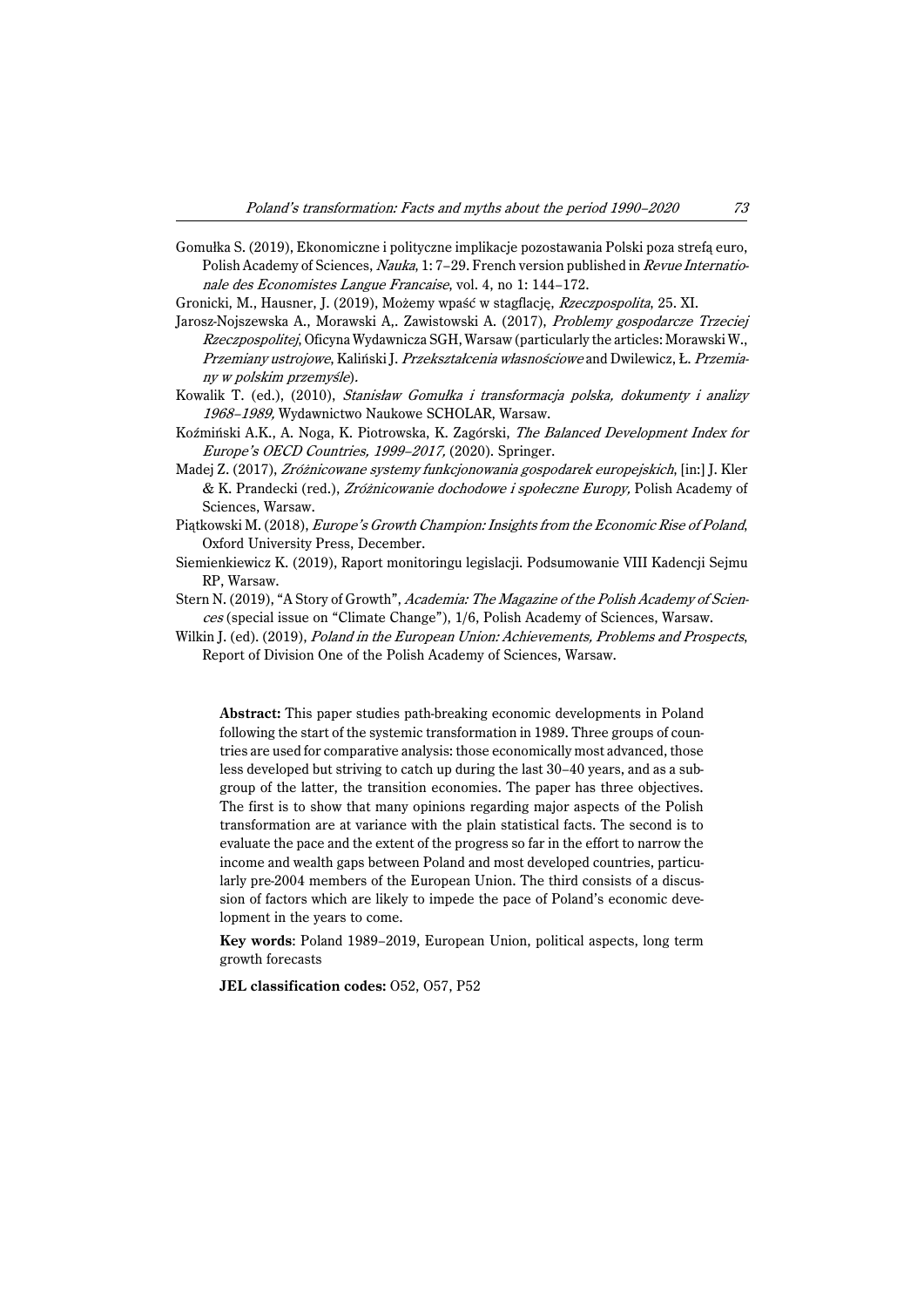Gomułka S. (2019), Ekonomiczne i polityczne implikacje pozostawania Polski poza strefą euro, Polish Academy of Sciences, *Nauka*, 1: 7–29. French version published in *Revue Internationale des Economistes Langue Francaise*, vol. 4, no 1: 144–172.

Gronicki, M., Hausner, J. (2019), Możemy wpaść w stagflację, *Rzeczpospolita*, 25. XI.

Jarosz-Nojszewska A., Morawski A,. Zawistowski A. (2017), *Problemy gospodarcze Trzeciej Rzeczpospolitej*, Oficyna Wydawnicza SGH, Warsaw (particularly the articles: Morawski W., *Przemiany ustrojowe*, Kaliński J. *Przekształcenia własnościowe* and Dwilewicz, Ł. *Przemiany w polskim przemyśle*).

Kowalik T. (ed.), (2010), *Stanisław Gomułka i transformacja polska, dokumenty i analizy 1968–1989,* Wydawnictwo Naukowe SCHOLAR, Warsaw.

Koźmiński A.K., A. Noga, K. Piotrowska, K. Zagórski, *The Balanced Development Index for Europe's OECD Countries, 1999–2017,* (2020). Springer.

Madej Z. (2017), *Zróżnicowane systemy funkcjonowania gospodarek europejskich*, [in:] J. Kler & K. Prandecki (red.), *Zróżnicowanie dochodowe i społeczne Europy,* Polish Academy of Sciences, Warsaw.

Piątkowski M. (2018), *Europe's Growth Champion: Insights from the Economic Rise of Poland*, Oxford University Press, December.

Siemienkiewicz K. (2019), Raport monitoringu legislacji. Podsumowanie VIII Kadencji Sejmu RP, Warsaw.

Stern N. (2019), "A Story of Growth", *Academia: The Magazine of the Polish Academy of Sciences* (special issue on "Climate Change"), 1/6, Polish Academy of Sciences, Warsaw.

Wilkin J. (ed). (2019), *Poland in the European Union: Achievements, Problems and Prospects*, Report of Division One of the Polish Academy of Sciences, Warsaw.

**Abstract:** This paper studies path-breaking economic developments in Poland following the start of the systemic transformation in 1989. Three groups of countries are used for comparative analysis: those economically most advanced, those less developed but striving to catch up during the last 30–40 years, and as a subgroup of the latter, the transition economies. The paper has three objectives. The first is to show that many opinions regarding major aspects of the Polish transformation are at variance with the plain statistical facts. The second is to evaluate the pace and the extent of the progress so far in the effort to narrow the income and wealth gaps between Poland and most developed countries, particularly pre-2004 members of the European Union. The third consists of a discussion of factors which are likely to impede the pace of Poland's economic development in the years to come.

**Key words**: Poland 1989–2019, European Union, political aspects, long term growth forecasts

**JEL classification codes:** O52, O57, P52